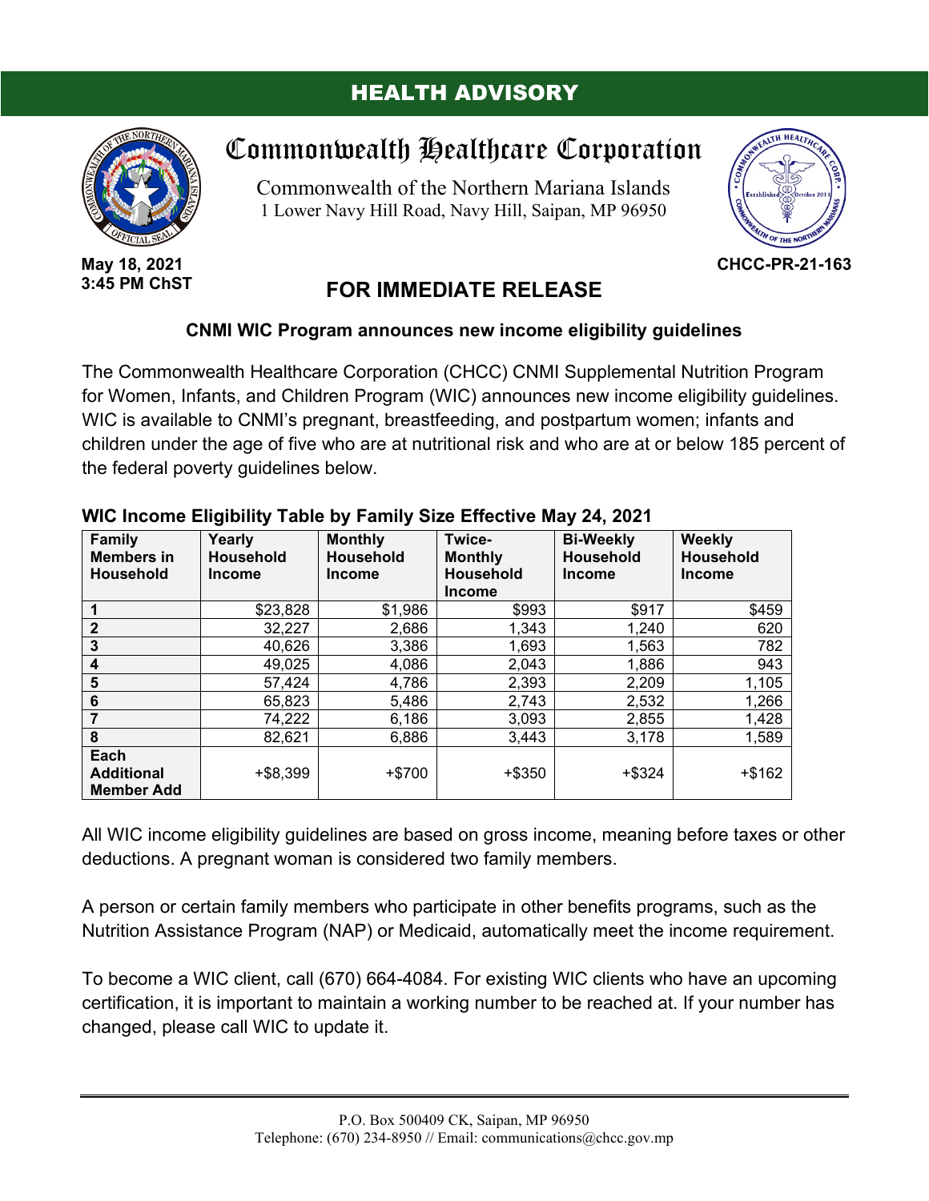**HEALTH ADVISORY**

# Commonwealth Healthcare Corporation

Commonwealth of the Northern Mariana Islands
1 Lower Navy Hill Road, Navy Hill, Saipan, MP 96950

**May 18, 2021**
**3:45 PM ChST**

**CHCC-PR-21-163**

## FOR IMMEDIATE RELEASE

### CNMI WIC Program announces new income eligibility guidelines

The Commonwealth Healthcare Corporation (CHCC) CNMI Supplemental Nutrition Program for Women, Infants, and Children Program (WIC) announces new income eligibility guidelines. WIC is available to CNMI's pregnant, breastfeeding, and postpartum women; infants and children under the age of five who are at nutritional risk and who are at or below 185 percent of the federal poverty guidelines below.

**WIC Income Eligibility Table by Family Size Effective May 24, 2021**

| Family Members in Household | Yearly Household Income | Monthly Household Income | Twice-Monthly Household Income | Bi-Weekly Household Income | Weekly Household Income |
|---|---|---|---|---|---|
| **1** | $23,828 | $1,986 | $993 | $917 | $459 |
| **2** | 32,227 | 2,686 | 1,343 | 1,240 | 620 |
| **3** | 40,626 | 3,386 | 1,693 | 1,563 | 782 |
| **4** | 49,025 | 4,086 | 2,043 | 1,886 | 943 |
| **5** | 57,424 | 4,786 | 2,393 | 2,209 | 1,105 |
| **6** | 65,823 | 5,486 | 2,743 | 2,532 | 1,266 |
| **7** | 74,222 | 6,186 | 3,093 | 2,855 | 1,428 |
| **8** | 82,621 | 6,886 | 3,443 | 3,178 | 1,589 |
| **Each Additional Member Add** | +$8,399 | +$700 | +$350 | +$324 | +$162 |

All WIC income eligibility guidelines are based on gross income, meaning before taxes or other deductions. A pregnant woman is considered two family members.

A person or certain family members who participate in other benefits programs, such as the Nutrition Assistance Program (NAP) or Medicaid, automatically meet the income requirement.

To become a WIC client, call (670) 664-4084. For existing WIC clients who have an upcoming certification, it is important to maintain a working number to be reached at. If your number has changed, please call WIC to update it.

P.O. Box 500409 CK, Saipan, MP 96950
Telephone: (670) 234-8950 // Email: communications@chcc.gov.mp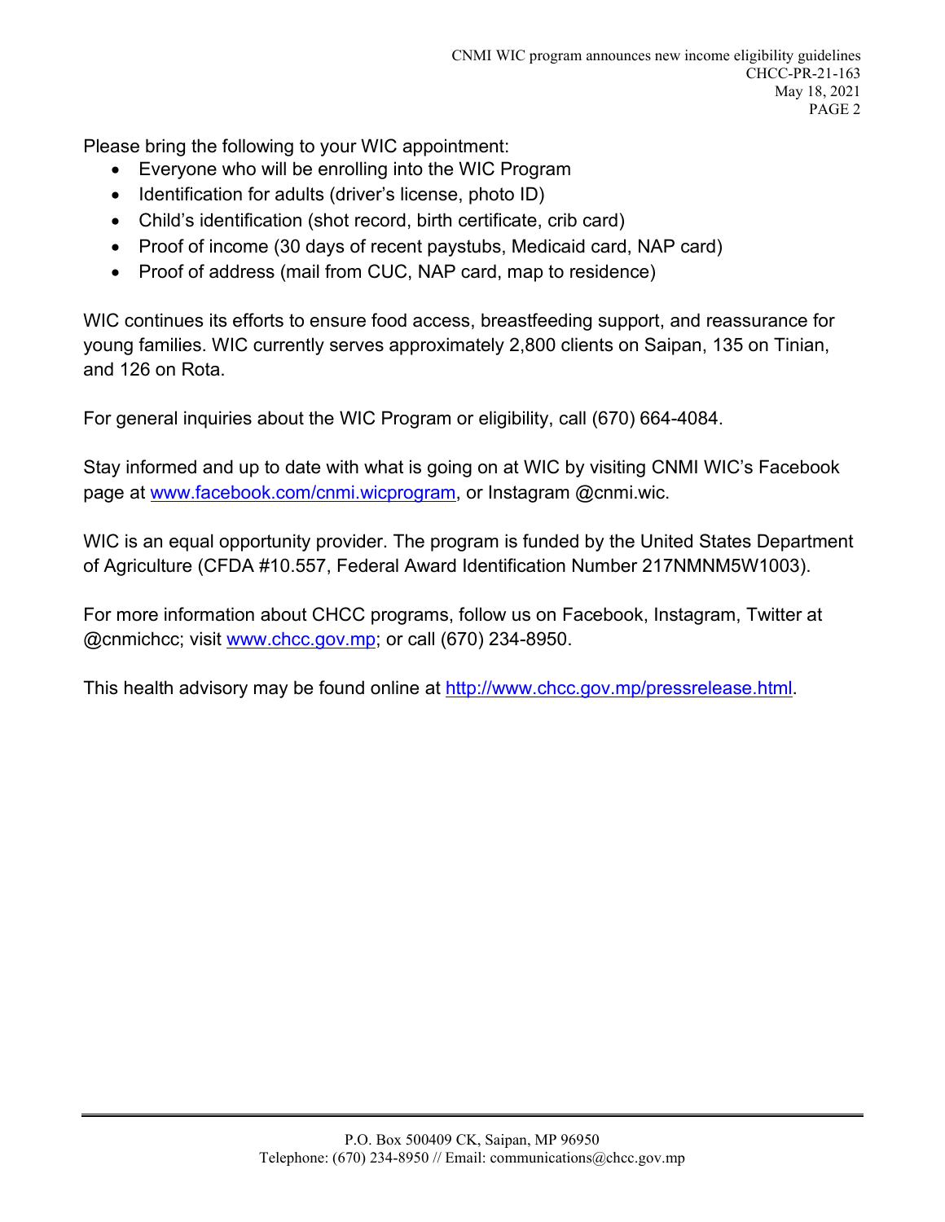Please bring the following to your WIC appointment:

- Everyone who will be enrolling into the WIC Program
- Identification for adults (driver's license, photo ID)
- Child's identification (shot record, birth certificate, crib card)
- Proof of income (30 days of recent paystubs, Medicaid card, NAP card)
- Proof of address (mail from CUC, NAP card, map to residence)

WIC continues its efforts to ensure food access, breastfeeding support, and reassurance for young families. WIC currently serves approximately 2,800 clients on Saipan, 135 on Tinian, and 126 on Rota.

For general inquiries about the WIC Program or eligibility, call (670) 664-4084.

Stay informed and up to date with what is going on at WIC by visiting CNMI WIC's Facebook page at [www.facebook.com/cnmi.wicprogram](http://www.facebook.com/cnmi.wicprogram), or Instagram @cnmi.wic.

WIC is an equal opportunity provider. The program is funded by the United States Department of Agriculture (CFDA #10.557, Federal Award Identification Number 217NMNM5W1003).

For more information about CHCC programs, follow us on Facebook, Instagram, Twitter at @cnmichcc; visit [www.chcc.gov.mp](http://www.chcc.gov.mp); or call (670) 234-8950.

This health advisory may be found online at [http://www.chcc.gov.mp/pressrelease.html](http://www.chcc.gov.mp/pressrelease.html).